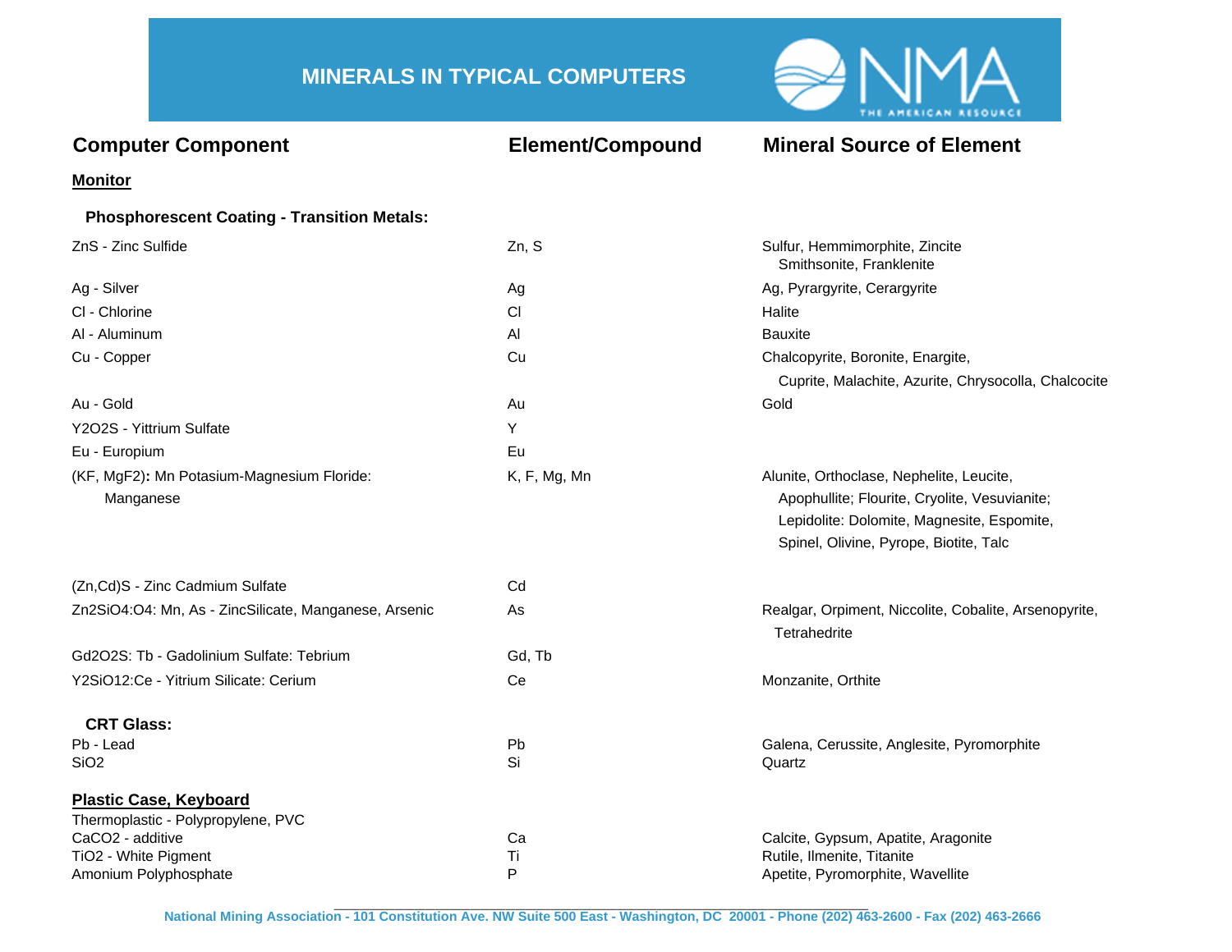# MINERALS IN TYPICAL COMPUTERS

| Computer Component | Element/Compound | Mineral Source of Element |
|---|---|---|
| **Monitor** | | |
| **Phosphorescent Coating - Transition Metals:** | | |
| ZnS - Zinc Sulfide | Zn, S | Sulfur, Hemmimorphite, Zincite Smithsonite, Franklenite |
| Ag - Silver | Ag | Ag, Pyrargyrite, Cerargyrite |
| Cl - Chlorine | Cl | Halite |
| Al - Aluminum | Al | Bauxite |
| Cu - Copper | Cu | Chalcopyrite, Boronite, Enargite, Cuprite, Malachite, Azurite, Chrysocolla, Chalcocite |
| Au - Gold | Au | Gold |
| Y2O2S - Yittrium Sulfate | Y | |
| Eu - Europium | Eu | |
| (KF, MgF2): Mn Potasium-Magnesium Floride: Manganese | K, F, Mg, Mn | Alunite, Orthoclase, Nephelite, Leucite, Apophullite; Flourite, Cryolite, Vesuvianite; Lepidolite: Dolomite, Magnesite, Espomite, Spinel, Olivine, Pyrope, Biotite, Talc |
| (Zn,Cd)S - Zinc Cadmium Sulfate | Cd | |
| Zn2SiO4:O4: Mn, As - ZincSilicate, Manganese, Arsenic | As | Realgar, Orpiment, Niccolite, Cobalite, Arsenopyrite, Tetrahedrite |
| Gd2O2S: Tb - Gadolinium Sulfate: Tebrium | Gd, Tb | |
| Y2SiO12:Ce - Yitrium Silicate: Cerium | Ce | Monzanite, Orthite |
| **CRT Glass:** | | |
| Pb - Lead | Pb | Galena, Cerussite, Anglesite, Pyromorphite |
| SiO2 | Si | Quartz |
| **Plastic Case, Keyboard** | | |
| Thermoplastic - Polypropylene, PVC | | |
| CaCO2 - additive | Ca | Calcite, Gypsum, Apatite, Aragonite |
| TiO2 - White Pigment | Ti | Rutile, Ilmenite, Titanite |
| Amonium Polyphosphate | P | Apetite, Pyromorphite, Wavellite |

National Mining Association - 101 Constitution Ave. NW Suite 500 East - Washington, DC 20001 - Phone (202) 463-2600 - Fax (202) 463-2666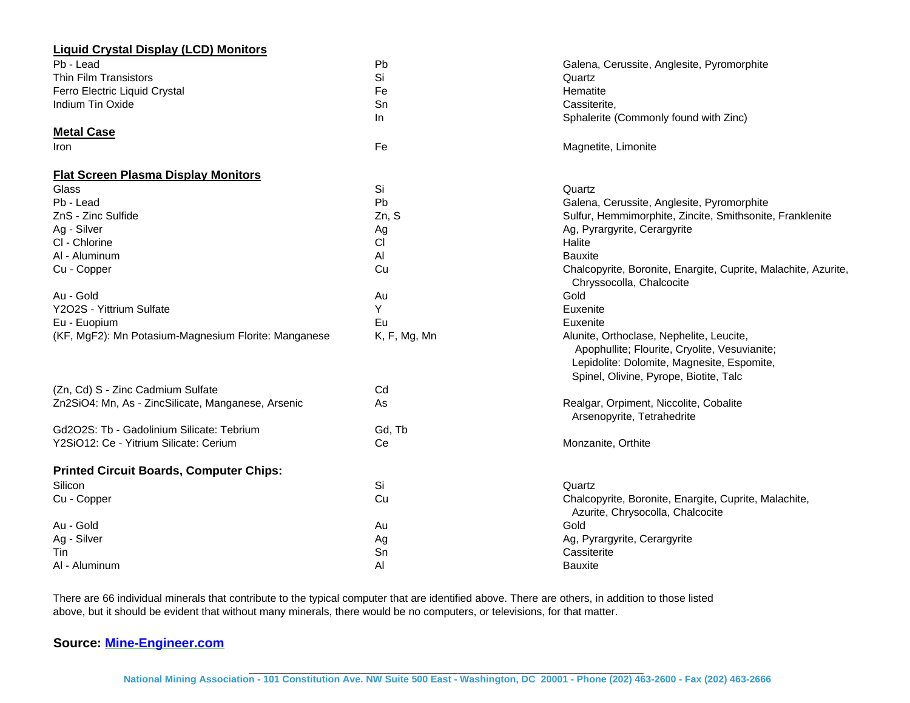| | | |
|---|---|---|
| **Liquid Crystal Display (LCD) Monitors** | | |
| Pb - Lead | Pb | Galena, Cerussite, Anglesite, Pyromorphite |
| Thin Film Transistors | Si | Quartz |
| Ferro Electric Liquid Crystal | Fe | Hematite |
| Indium Tin Oxide | Sn | Cassiterite, |
| | In | Sphalerite (Commonly found with Zinc) |
| **Metal Case** | | |
| Iron | Fe | Magnetite, Limonite |
| **Flat Screen Plasma Display Monitors** | | |
| Glass | Si | Quartz |
| Pb - Lead | Pb | Galena, Cerussite, Anglesite, Pyromorphite |
| ZnS - Zinc Sulfide | Zn, S | Sulfur, Hemmimorphite, Zincite, Smithsonite, Franklenite |
| Ag - Silver | Ag | Ag, Pyrargyrite, Cerargyrite |
| Cl - Chlorine | Cl | Halite |
| Al - Aluminum | Al | Bauxite |
| Cu - Copper | Cu | Chalcopyrite, Boronite, Enargite, Cuprite, Malachite, Azurite, Chryssocolla, Chalcocite |
| Au - Gold | Au | Gold |
| Y2O2S - Yittrium Sulfate | Y | Euxenite |
| Eu - Euopium | Eu | Euxenite |
| (KF, MgF2): Mn Potasium-Magnesium Florite: Manganese | K, F, Mg, Mn | Alunite, Orthoclase, Nephelite, Leucite, Apophullite; Flourite, Cryolite, Vesuvianite; Lepidolite: Dolomite, Magnesite, Espomite, Spinel, Olivine, Pyrope, Biotite, Talc |
| (Zn, Cd) S - Zinc Cadmium Sulfate | Cd | |
| Zn2SiO4: Mn, As - ZincSilicate, Manganese, Arsenic | As | Realgar, Orpiment, Niccolite, Cobalite Arsenopyrite, Tetrahedrite |
| Gd2O2S: Tb - Gadolinium Silicate: Tebrium | Gd, Tb | |
| Y2SiO12: Ce - Yitrium Silicate: Cerium | Ce | Monzanite, Orthite |
| **Printed Circuit Boards, Computer Chips:** | | |
| Silicon | Si | Quartz |
| Cu - Copper | Cu | Chalcopyrite, Boronite, Enargite, Cuprite, Malachite, Azurite, Chrysocolla, Chalcocite |
| Au - Gold | Au | Gold |
| Ag - Silver | Ag | Ag, Pyrargyrite, Cerargyrite |
| Tin | Sn | Cassiterite |
| Al - Aluminum | Al | Bauxite |

There are 66 individual minerals that contribute to the typical computer that are identified above. There are others, in addition to those listed above, but it should be evident that without many minerals, there would be no computers, or televisions, for that matter.

**Source: Mine-Engineer.com**

National Mining Association - 101 Constitution Ave. NW Suite 500 East - Washington, DC 20001 - Phone (202) 463-2600 - Fax (202) 463-2666